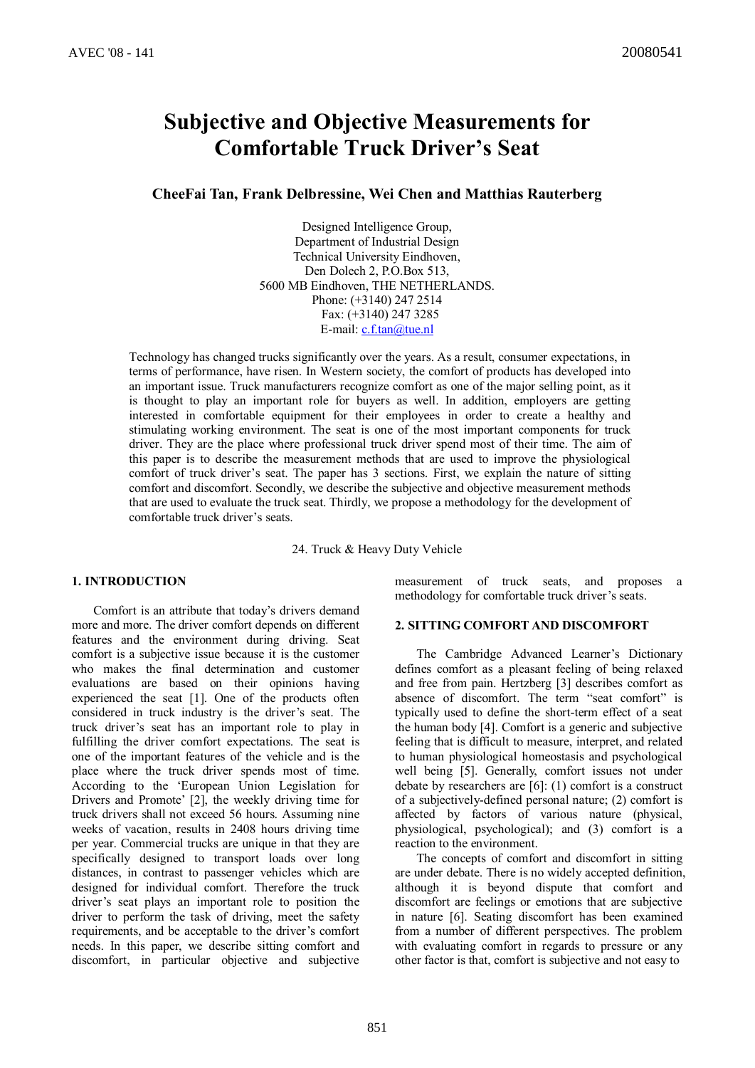# Subjective and Objective Measurements for Comfortable Truck Driver's Seat

**CheeFai Tan, Frank Delbressine, Wei Chen and Matthias Rauterberg**

Designed Intelligence Group,
Department of Industrial Design
Technical University Eindhoven,
Den Dolech 2, P.O.Box 513,
5600 MB Eindhoven, THE NETHERLANDS.
Phone: (+3140) 247 2514
Fax: (+3140) 247 3285
E-mail: c.f.tan@tue.nl

Technology has changed trucks significantly over the years. As a result, consumer expectations, in terms of performance, have risen. In Western society, the comfort of products has developed into an important issue. Truck manufacturers recognize comfort as one of the major selling point, as it is thought to play an important role for buyers as well. In addition, employers are getting interested in comfortable equipment for their employees in order to create a healthy and stimulating working environment. The seat is one of the most important components for truck driver. They are the place where professional truck driver spend most of their time. The aim of this paper is to describe the measurement methods that are used to improve the physiological comfort of truck driver's seat. The paper has 3 sections. First, we explain the nature of sitting comfort and discomfort. Secondly, we describe the subjective and objective measurement methods that are used to evaluate the truck seat. Thirdly, we propose a methodology for the development of comfortable truck driver's seats.

24. Truck & Heavy Duty Vehicle

## 1. INTRODUCTION

Comfort is an attribute that today's drivers demand more and more. The driver comfort depends on different features and the environment during driving. Seat comfort is a subjective issue because it is the customer who makes the final determination and customer evaluations are based on their opinions having experienced the seat [1]. One of the products often considered in truck industry is the driver's seat. The truck driver's seat has an important role to play in fulfilling the driver comfort expectations. The seat is one of the important features of the vehicle and is the place where the truck driver spends most of time. According to the 'European Union Legislation for Drivers and Promote' [2], the weekly driving time for truck drivers shall not exceed 56 hours. Assuming nine weeks of vacation, results in 2408 hours driving time per year. Commercial trucks are unique in that they are specifically designed to transport loads over long distances, in contrast to passenger vehicles which are designed for individual comfort. Therefore the truck driver's seat plays an important role to position the driver to perform the task of driving, meet the safety requirements, and be acceptable to the driver's comfort needs. In this paper, we describe sitting comfort and discomfort, in particular objective and subjective measurement of truck seats, and proposes a methodology for comfortable truck driver's seats.

## 2. SITTING COMFORT AND DISCOMFORT

The Cambridge Advanced Learner's Dictionary defines comfort as a pleasant feeling of being relaxed and free from pain. Hertzberg [3] describes comfort as absence of discomfort. The term "seat comfort" is typically used to define the short-term effect of a seat the human body [4]. Comfort is a generic and subjective feeling that is difficult to measure, interpret, and related to human physiological homeostasis and psychological well being [5]. Generally, comfort issues not under debate by researchers are [6]: (1) comfort is a construct of a subjectively-defined personal nature; (2) comfort is affected by factors of various nature (physical, physiological, psychological); and (3) comfort is a reaction to the environment.

The concepts of comfort and discomfort in sitting are under debate. There is no widely accepted definition, although it is beyond dispute that comfort and discomfort are feelings or emotions that are subjective in nature [6]. Seating discomfort has been examined from a number of different perspectives. The problem with evaluating comfort in regards to pressure or any other factor is that, comfort is subjective and not easy to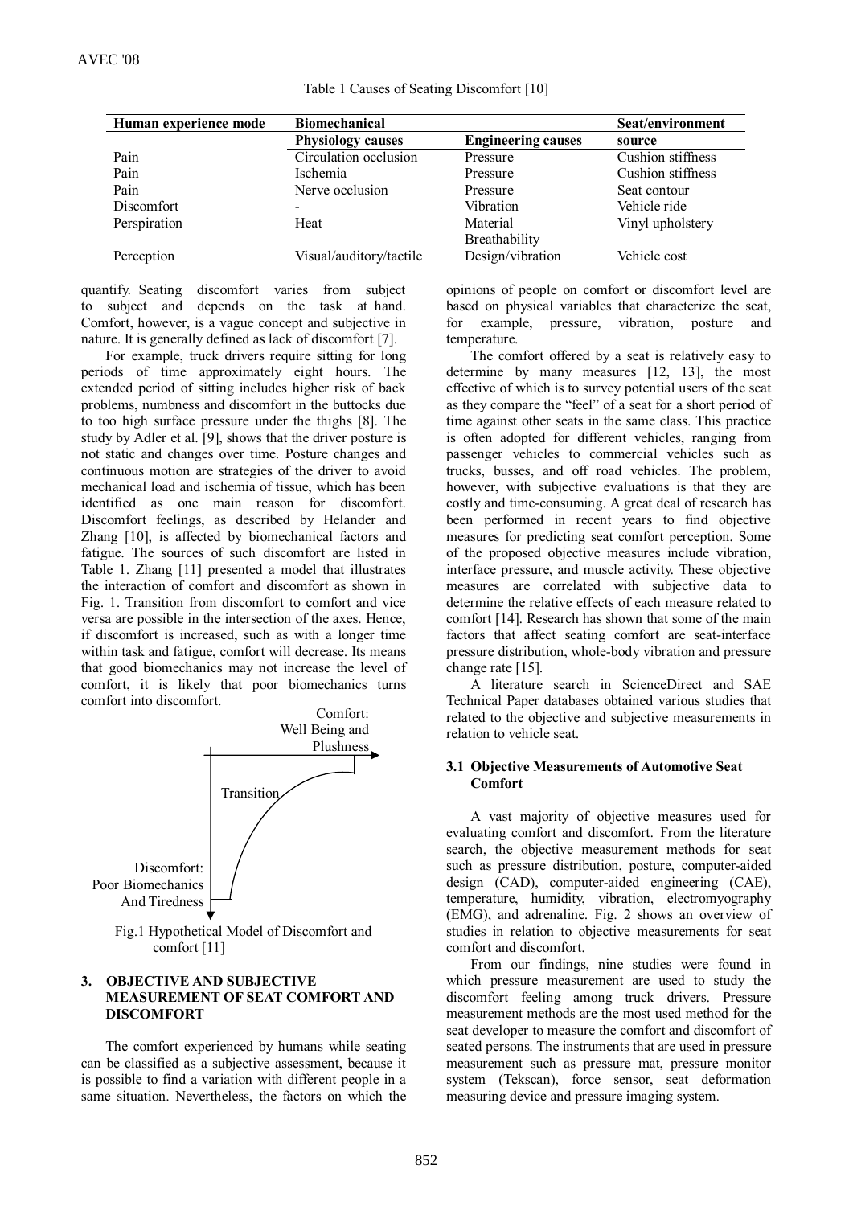Table 1 Causes of Seating Discomfort [10]

| Human experience mode | Biomechanical | | Seat/environment |
|---|---|---|---|
| | Physiology causes | Engineering causes | source |
| Pain | Circulation occlusion | Pressure | Cushion stiffness |
| Pain | Ischemia | Pressure | Cushion stiffness |
| Pain | Nerve occlusion | Pressure | Seat contour |
| Discomfort | - | Vibration | Vehicle ride |
| Perspiration | Heat | Material Breathability | Vinyl upholstery |
| Perception | Visual/auditory/tactile | Design/vibration | Vehicle cost |

quantify. Seating discomfort varies from subject to subject and depends on the task at hand. Comfort, however, is a vague concept and subjective in nature. It is generally defined as lack of discomfort [7].

For example, truck drivers require sitting for long periods of time approximately eight hours. The extended period of sitting includes higher risk of back problems, numbness and discomfort in the buttocks due to too high surface pressure under the thighs [8]. The study by Adler et al. [9], shows that the driver posture is not static and changes over time. Posture changes and continuous motion are strategies of the driver to avoid mechanical load and ischemia of tissue, which has been identified as one main reason for discomfort. Discomfort feelings, as described by Helander and Zhang [10], is affected by biomechanical factors and fatigue. The sources of such discomfort are listed in Table 1. Zhang [11] presented a model that illustrates the interaction of comfort and discomfort as shown in Fig. 1. Transition from discomfort to comfort and vice versa are possible in the intersection of the axes. Hence, if discomfort is increased, such as with a longer time within task and fatigue, comfort will decrease. Its means that good biomechanics may not increase the level of comfort, it is likely that poor biomechanics turns comfort into discomfort.

Comfort: Well Being and Plushness

Transition

Discomfort: Poor Biomechanics And Tiredness

Fig.1 Hypothetical Model of Discomfort and comfort [11]

## 3. OBJECTIVE AND SUBJECTIVE MEASUREMENT OF SEAT COMFORT AND DISCOMFORT

The comfort experienced by humans while seating can be classified as a subjective assessment, because it is possible to find a variation with different people in a same situation. Nevertheless, the factors on which the opinions of people on comfort or discomfort level are based on physical variables that characterize the seat, for example, pressure, vibration, posture and temperature.

The comfort offered by a seat is relatively easy to determine by many measures [12, 13], the most effective of which is to survey potential users of the seat as they compare the "feel" of a seat for a short period of time against other seats in the same class. This practice is often adopted for different vehicles, ranging from passenger vehicles to commercial vehicles such as trucks, busses, and off road vehicles. The problem, however, with subjective evaluations is that they are costly and time-consuming. A great deal of research has been performed in recent years to find objective measures for predicting seat comfort perception. Some of the proposed objective measures include vibration, interface pressure, and muscle activity. These objective measures are correlated with subjective data to determine the relative effects of each measure related to comfort [14]. Research has shown that some of the main factors that affect seating comfort are seat-interface pressure distribution, whole-body vibration and pressure change rate [15].

A literature search in ScienceDirect and SAE Technical Paper databases obtained various studies that related to the objective and subjective measurements in relation to vehicle seat.

### 3.1 Objective Measurements of Automotive Seat Comfort

A vast majority of objective measures used for evaluating comfort and discomfort. From the literature search, the objective measurement methods for seat such as pressure distribution, posture, computer-aided design (CAD), computer-aided engineering (CAE), temperature, humidity, vibration, electromyography (EMG), and adrenaline. Fig. 2 shows an overview of studies in relation to objective measurements for seat comfort and discomfort.

From our findings, nine studies were found in which pressure measurement are used to study the discomfort feeling among truck drivers. Pressure measurement methods are the most used method for the seat developer to measure the comfort and discomfort of seated persons. The instruments that are used in pressure measurement such as pressure mat, pressure monitor system (Tekscan), force sensor, seat deformation measuring device and pressure imaging system.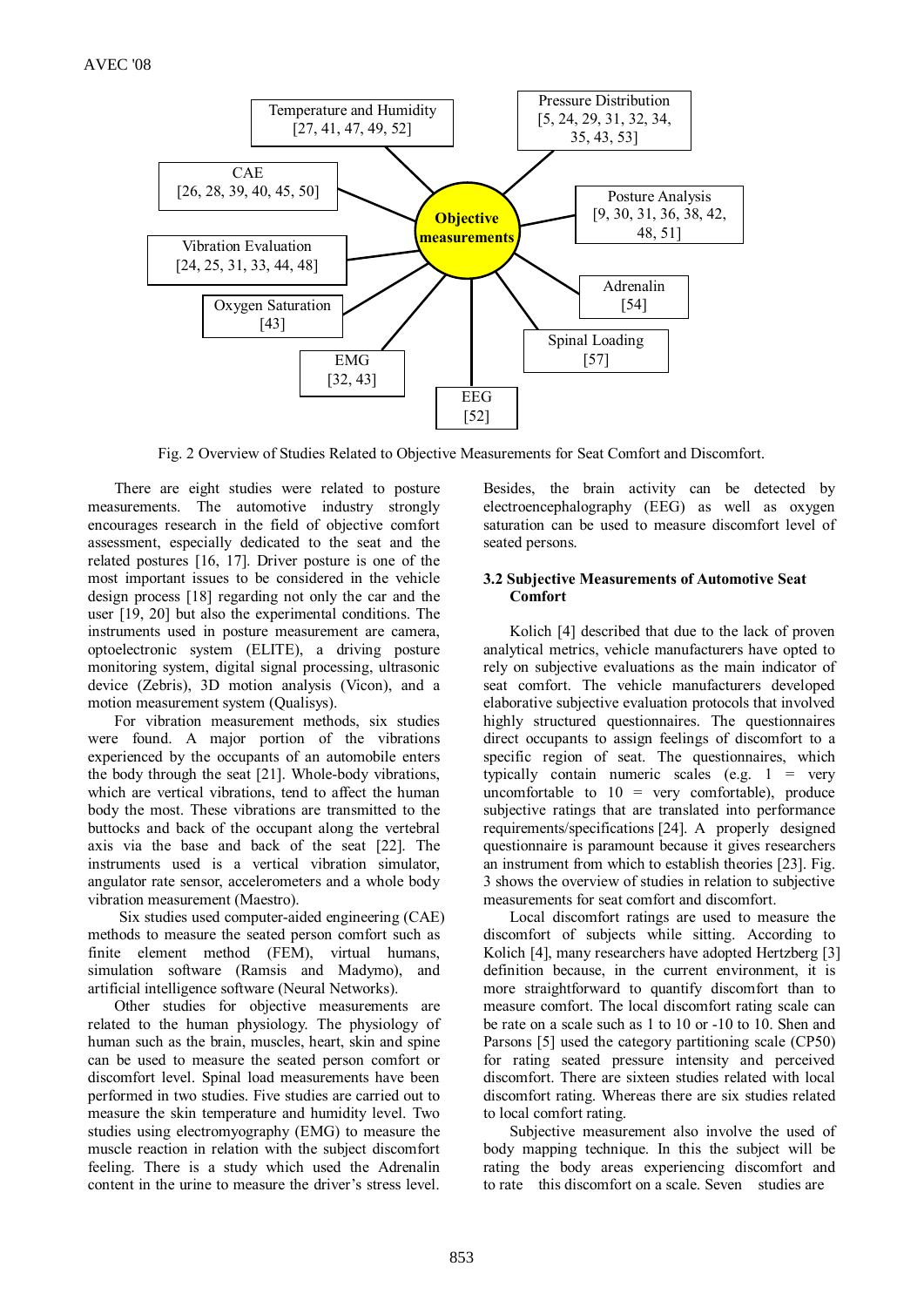Fig. 2 Overview of Studies Related to Objective Measurements for Seat Comfort and Discomfort.

There are eight studies were related to posture measurements. The automotive industry strongly encourages research in the field of objective comfort assessment, especially dedicated to the seat and the related postures [16, 17]. Driver posture is one of the most important issues to be considered in the vehicle design process [18] regarding not only the car and the user [19, 20] but also the experimental conditions. The instruments used in posture measurement are camera, optoelectronic system (ELITE), a driving posture monitoring system, digital signal processing, ultrasonic device (Zebris), 3D motion analysis (Vicon), and a motion measurement system (Qualisys).

For vibration measurement methods, six studies were found. A major portion of the vibrations experienced by the occupants of an automobile enters the body through the seat [21]. Whole-body vibrations, which are vertical vibrations, tend to affect the human body the most. These vibrations are transmitted to the buttocks and back of the occupant along the vertebral axis via the base and back of the seat [22]. The instruments used is a vertical vibration simulator, angulator rate sensor, accelerometers and a whole body vibration measurement (Maestro).

Six studies used computer-aided engineering (CAE) methods to measure the seated person comfort such as finite element method (FEM), virtual humans, simulation software (Ramsis and Madymo), and artificial intelligence software (Neural Networks).

Other studies for objective measurements are related to the human physiology. The physiology of human such as the brain, muscles, heart, skin and spine can be used to measure the seated person comfort or discomfort level. Spinal load measurements have been performed in two studies. Five studies are carried out to measure the skin temperature and humidity level. Two studies using electromyography (EMG) to measure the muscle reaction in relation with the subject discomfort feeling. There is a study which used the Adrenalin content in the urine to measure the driver's stress level. Besides, the brain activity can be detected by electroencephalography (EEG) as well as oxygen saturation can be used to measure discomfort level of seated persons.

### 3.2 Subjective Measurements of Automotive Seat Comfort

Kolich [4] described that due to the lack of proven analytical metrics, vehicle manufacturers have opted to rely on subjective evaluations as the main indicator of seat comfort. The vehicle manufacturers developed elaborative subjective evaluation protocols that involved highly structured questionnaires. The questionnaires direct occupants to assign feelings of discomfort to a specific region of seat. The questionnaires, which typically contain numeric scales (e.g. 1 = very uncomfortable to 10 = very comfortable), produce subjective ratings that are translated into performance requirements/specifications [24]. A properly designed questionnaire is paramount because it gives researchers an instrument from which to establish theories [23]. Fig. 3 shows the overview of studies in relation to subjective measurements for seat comfort and discomfort.

Local discomfort ratings are used to measure the discomfort of subjects while sitting. According to Kolich [4], many researchers have adopted Hertzberg [3] definition because, in the current environment, it is more straightforward to quantify discomfort than to measure comfort. The local discomfort rating scale can be rate on a scale such as 1 to 10 or -10 to 10. Shen and Parsons [5] used the category partitioning scale (CP50) for rating seated pressure intensity and perceived discomfort. There are sixteen studies related with local discomfort rating. Whereas there are six studies related to local comfort rating.

Subjective measurement also involve the used of body mapping technique. In this the subject will be rating the body areas experiencing discomfort and to rate this discomfort on a scale. Seven studies are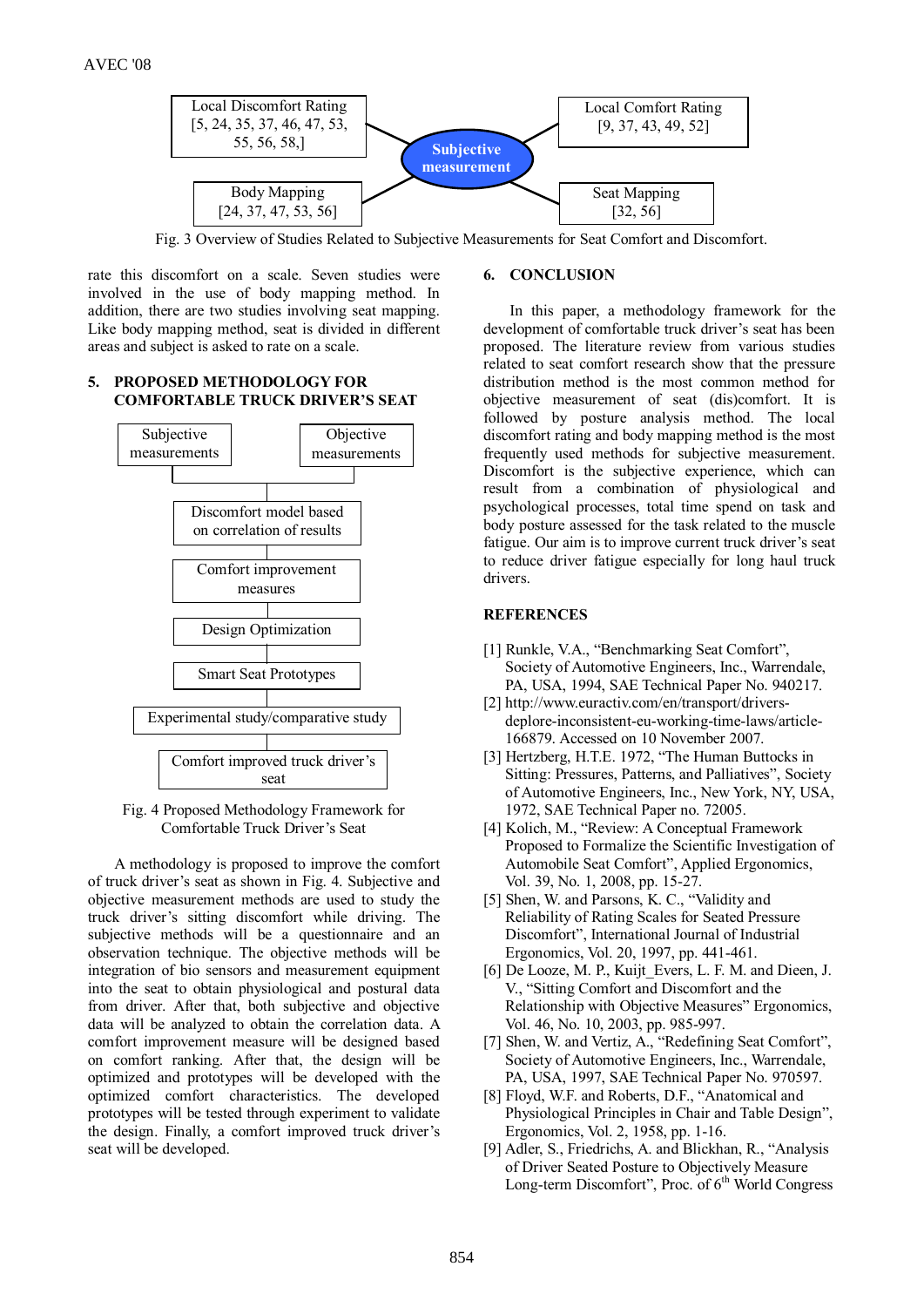Local Discomfort Rating [5, 24, 35, 37, 46, 47, 53, 55, 56, 58,]

Local Comfort Rating [9, 37, 43, 49, 52]

Subjective measurement

Body Mapping [24, 37, 47, 53, 56]

Seat Mapping [32, 56]

Fig. 3 Overview of Studies Related to Subjective Measurements for Seat Comfort and Discomfort.

rate this discomfort on a scale. Seven studies were involved in the use of body mapping method. In addition, there are two studies involving seat mapping. Like body mapping method, seat is divided in different areas and subject is asked to rate on a scale.

## 5. PROPOSED METHODOLOGY FOR COMFORTABLE TRUCK DRIVER'S SEAT

Subjective measurements | Objective measurements

Discomfort model based on correlation of results

Comfort improvement measures

Design Optimization

Smart Seat Prototypes

Experimental study/comparative study

Comfort improved truck driver's seat

Fig. 4 Proposed Methodology Framework for Comfortable Truck Driver's Seat

A methodology is proposed to improve the comfort of truck driver's seat as shown in Fig. 4. Subjective and objective measurement methods are used to study the truck driver's sitting discomfort while driving. The subjective methods will be a questionnaire and an observation technique. The objective methods will be integration of bio sensors and measurement equipment into the seat to obtain physiological and postural data from driver. After that, both subjective and objective data will be analyzed to obtain the correlation data. A comfort improvement measure will be designed based on comfort ranking. After that, the design will be optimized and prototypes will be developed with the optimized comfort characteristics. The developed prototypes will be tested through experiment to validate the design. Finally, a comfort improved truck driver's seat will be developed.

## 6. CONCLUSION

In this paper, a methodology framework for the development of comfortable truck driver's seat has been proposed. The literature review from various studies related to seat comfort research show that the pressure distribution method is the most common method for objective measurement of seat (dis)comfort. It is followed by posture analysis method. The local discomfort rating and body mapping method is the most frequently used methods for subjective measurement. Discomfort is the subjective experience, which can result from a combination of physiological and psychological processes, total time spend on task and body posture assessed for the task related to the muscle fatigue. Our aim is to improve current truck driver's seat to reduce driver fatigue especially for long haul truck drivers.

## REFERENCES

[1] Runkle, V.A., "Benchmarking Seat Comfort", Society of Automotive Engineers, Inc., Warrendale, PA, USA, 1994, SAE Technical Paper No. 940217.

[2] http://www.euractiv.com/en/transport/drivers-deplore-inconsistent-eu-working-time-laws/article-166879. Accessed on 10 November 2007.

[3] Hertzberg, H.T.E. 1972, "The Human Buttocks in Sitting: Pressures, Patterns, and Palliatives", Society of Automotive Engineers, Inc., New York, NY, USA, 1972, SAE Technical Paper no. 72005.

[4] Kolich, M., "Review: A Conceptual Framework Proposed to Formalize the Scientific Investigation of Automobile Seat Comfort", Applied Ergonomics, Vol. 39, No. 1, 2008, pp. 15-27.

[5] Shen, W. and Parsons, K. C., "Validity and Reliability of Rating Scales for Seated Pressure Discomfort", International Journal of Industrial Ergonomics, Vol. 20, 1997, pp. 441-461.

[6] De Looze, M. P., Kuijt_Evers, L. F. M. and Dieen, J. V., "Sitting Comfort and Discomfort and the Relationship with Objective Measures" Ergonomics, Vol. 46, No. 10, 2003, pp. 985-997.

[7] Shen, W. and Vertiz, A., "Redefining Seat Comfort", Society of Automotive Engineers, Inc., Warrendale, PA, USA, 1997, SAE Technical Paper No. 970597.

[8] Floyd, W.F. and Roberts, D.F., "Anatomical and Physiological Principles in Chair and Table Design", Ergonomics, Vol. 2, 1958, pp. 1-16.

[9] Adler, S., Friedrichs, A. and Blickhan, R., "Analysis of Driver Seated Posture to Objectively Measure Long-term Discomfort", Proc. of 6$^{th}$ World Congress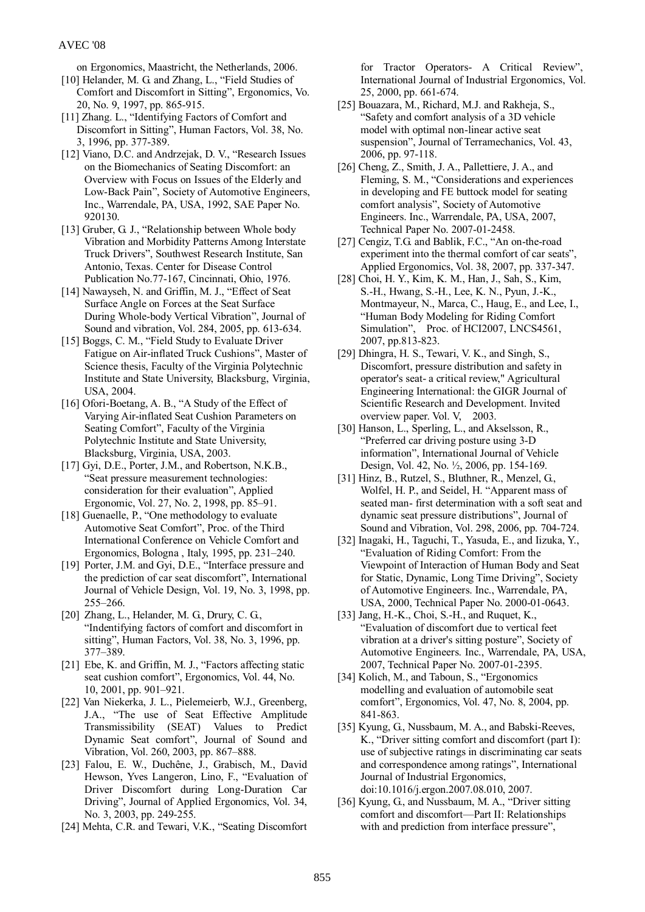on Ergonomics, Maastricht, the Netherlands, 2006.

[10] Helander, M. G. and Zhang, L., "Field Studies of Comfort and Discomfort in Sitting", Ergonomics, Vo. 20, No. 9, 1997, pp. 865-915.

[11] Zhang. L., "Identifying Factors of Comfort and Discomfort in Sitting", Human Factors, Vol. 38, No. 3, 1996, pp. 377-389.

[12] Viano, D.C. and Andrzejak, D. V., "Research Issues on the Biomechanics of Seating Discomfort: an Overview with Focus on Issues of the Elderly and Low-Back Pain", Society of Automotive Engineers, Inc., Warrendale, PA, USA, 1992, SAE Paper No. 920130.

[13] Gruber, G. J., "Relationship between Whole body Vibration and Morbidity Patterns Among Interstate Truck Drivers", Southwest Research Institute, San Antonio, Texas. Center for Disease Control Publication No.77-167, Cincinnati, Ohio, 1976.

[14] Nawayseh, N. and Griffin, M. J., "Effect of Seat Surface Angle on Forces at the Seat Surface During Whole-body Vertical Vibration", Journal of Sound and vibration, Vol. 284, 2005, pp. 613-634.

[15] Boggs, C. M., "Field Study to Evaluate Driver Fatigue on Air-inflated Truck Cushions", Master of Science thesis, Faculty of the Virginia Polytechnic Institute and State University, Blacksburg, Virginia, USA, 2004.

[16] Ofori-Boetang, A. B., "A Study of the Effect of Varying Air-inflated Seat Cushion Parameters on Seating Comfort", Faculty of the Virginia Polytechnic Institute and State University, Blacksburg, Virginia, USA, 2003.

[17] Gyi, D.E., Porter, J.M., and Robertson, N.K.B., "Seat pressure measurement technologies: consideration for their evaluation", Applied Ergonomic, Vol. 27, No. 2, 1998, pp. 85–91.

[18] Guenaelle, P., "One methodology to evaluate Automotive Seat Comfort", Proc. of the Third International Conference on Vehicle Comfort and Ergonomics, Bologna , Italy, 1995, pp. 231–240.

[19] Porter, J.M. and Gyi, D.E., "Interface pressure and the prediction of car seat discomfort", International Journal of Vehicle Design, Vol. 19, No. 3, 1998, pp. 255–266.

[20] Zhang, L., Helander, M. G., Drury, C. G., "Indentifying factors of comfort and discomfort in sitting", Human Factors, Vol. 38, No. 3, 1996, pp. 377–389.

[21] Ebe, K. and Griffin, M. J., "Factors affecting static seat cushion comfort", Ergonomics, Vol. 44, No. 10, 2001, pp. 901–921.

[22] Van Niekerka, J. L., Pielemeierb, W.J., Greenberg, J.A., "The use of Seat Effective Amplitude Transmissibility (SEAT) Values to Predict Dynamic Seat comfort", Journal of Sound and Vibration, Vol. 260, 2003, pp. 867–888.

[23] Falou, E. W., Duchêne, J., Grabisch, M., David Hewson, Yves Langeron, Lino, F., "Evaluation of Driver Discomfort during Long-Duration Car Driving", Journal of Applied Ergonomics, Vol. 34, No. 3, 2003, pp. 249-255.

[24] Mehta, C.R. and Tewari, V.K., "Seating Discomfort for Tractor Operators- A Critical Review", International Journal of Industrial Ergonomics, Vol. 25, 2000, pp. 661-674.

[25] Bouazara, M., Richard, M.J. and Rakheja, S., "Safety and comfort analysis of a 3D vehicle model with optimal non-linear active seat suspension", Journal of Terramechanics, Vol. 43, 2006, pp. 97-118.

[26] Cheng, Z., Smith, J. A., Pallettiere, J. A., and Fleming, S. M., "Considerations and experiences in developing and FE buttock model for seating comfort analysis", Society of Automotive Engineers. Inc., Warrendale, PA, USA, 2007, Technical Paper No. 2007-01-2458.

[27] Cengiz, T.G. and Bablik, F.C., "An on-the-road experiment into the thermal comfort of car seats", Applied Ergonomics, Vol. 38, 2007, pp. 337-347.

[28] Choi, H. Y., Kim, K. M., Han, J., Sah, S., Kim, S.-H., Hwang, S.-H., Lee, K. N., Pyun, J.-K., Montmayeur, N., Marca, C., Haug, E., and Lee, I., "Human Body Modeling for Riding Comfort Simulation", Proc. of HCI2007, LNCS4561, 2007, pp.813-823.

[29] Dhingra, H. S., Tewari, V. K., and Singh, S., Discomfort, pressure distribution and safety in operator's seat- a critical review," Agricultural Engineering International: the GIGR Journal of Scientific Research and Development. Invited overview paper. Vol. V, 2003.

[30] Hanson, L., Sperling, L., and Akselsson, R., "Preferred car driving posture using 3-D information", International Journal of Vehicle Design, Vol. 42, No. ½, 2006, pp. 154-169.

[31] Hinz, B., Rutzel, S., Bluthner, R., Menzel, G., Wolfel, H. P., and Seidel, H. "Apparent mass of seated man- first determination with a soft seat and dynamic seat pressure distributions", Journal of Sound and Vibration, Vol. 298, 2006, pp. 704-724.

[32] Inagaki, H., Taguchi, T., Yasuda, E., and Iizuka, Y., "Evaluation of Riding Comfort: From the Viewpoint of Interaction of Human Body and Seat for Static, Dynamic, Long Time Driving", Society of Automotive Engineers. Inc., Warrendale, PA, USA, 2000, Technical Paper No. 2000-01-0643.

[33] Jang, H.-K., Choi, S.-H., and Ruquet, K., "Evaluation of discomfort due to vertical feet vibration at a driver's sitting posture", Society of Automotive Engineers. Inc., Warrendale, PA, USA, 2007, Technical Paper No. 2007-01-2395.

[34] Kolich, M., and Taboun, S., "Ergonomics modelling and evaluation of automobile seat comfort", Ergonomics, Vol. 47, No. 8, 2004, pp. 841-863.

[35] Kyung, G., Nussbaum, M. A., and Babski-Reeves, K., "Driver sitting comfort and discomfort (part I): use of subjective ratings in discriminating car seats and correspondence among ratings", International Journal of Industrial Ergonomics, doi:10.1016/j.ergon.2007.08.010, 2007.

[36] Kyung, G., and Nussbaum, M. A., "Driver sitting comfort and discomfort—Part II: Relationships with and prediction from interface pressure",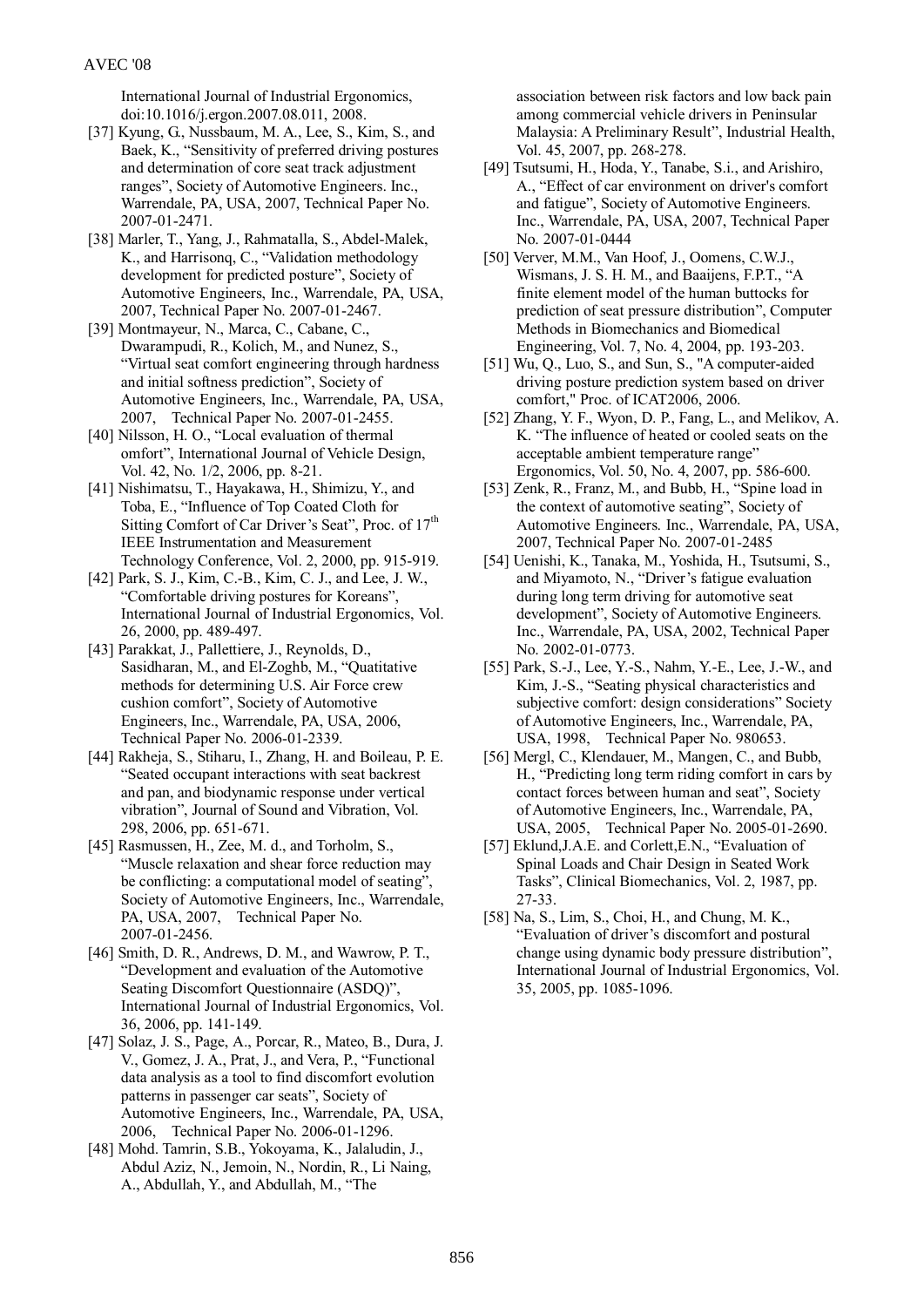International Journal of Industrial Ergonomics, doi:10.1016/j.ergon.2007.08.011, 2008.

[37] Kyung, G., Nussbaum, M. A., Lee, S., Kim, S., and Baek, K., "Sensitivity of preferred driving postures and determination of core seat track adjustment ranges", Society of Automotive Engineers. Inc., Warrendale, PA, USA, 2007, Technical Paper No. 2007-01-2471.

[38] Marler, T., Yang, J., Rahmatalla, S., Abdel-Malek, K., and Harrisonq, C., "Validation methodology development for predicted posture", Society of Automotive Engineers, Inc., Warrendale, PA, USA, 2007, Technical Paper No. 2007-01-2467.

[39] Montmayeur, N., Marca, C., Cabane, C., Dwarampudi, R., Kolich, M., and Nunez, S., "Virtual seat comfort engineering through hardness and initial softness prediction", Society of Automotive Engineers, Inc., Warrendale, PA, USA, 2007, Technical Paper No. 2007-01-2455.

[40] Nilsson, H. O., "Local evaluation of thermal omfort", International Journal of Vehicle Design, Vol. 42, No. 1/2, 2006, pp. 8-21.

[41] Nishimatsu, T., Hayakawa, H., Shimizu, Y., and Toba, E., "Influence of Top Coated Cloth for Sitting Comfort of Car Driver's Seat", Proc. of 17th IEEE Instrumentation and Measurement Technology Conference, Vol. 2, 2000, pp. 915-919.

[42] Park, S. J., Kim, C.-B., Kim, C. J., and Lee, J. W., "Comfortable driving postures for Koreans", International Journal of Industrial Ergonomics, Vol. 26, 2000, pp. 489-497.

[43] Parakkat, J., Pallettiere, J., Reynolds, D., Sasidharan, M., and El-Zoghb, M., "Quatitative methods for determining U.S. Air Force crew cushion comfort", Society of Automotive Engineers, Inc., Warrendale, PA, USA, 2006, Technical Paper No. 2006-01-2339.

[44] Rakheja, S., Stiharu, I., Zhang, H. and Boileau, P. E. "Seated occupant interactions with seat backrest and pan, and biodynamic response under vertical vibration", Journal of Sound and Vibration, Vol. 298, 2006, pp. 651-671.

[45] Rasmussen, H., Zee, M. d., and Torholm, S., "Muscle relaxation and shear force reduction may be conflicting: a computational model of seating", Society of Automotive Engineers, Inc., Warrendale, PA, USA, 2007, Technical Paper No. 2007-01-2456.

[46] Smith, D. R., Andrews, D. M., and Wawrow, P. T., "Development and evaluation of the Automotive Seating Discomfort Questionnaire (ASDQ)", International Journal of Industrial Ergonomics, Vol. 36, 2006, pp. 141-149.

[47] Solaz, J. S., Page, A., Porcar, R., Mateo, B., Dura, J. V., Gomez, J. A., Prat, J., and Vera, P., "Functional data analysis as a tool to find discomfort evolution patterns in passenger car seats", Society of Automotive Engineers, Inc., Warrendale, PA, USA, 2006, Technical Paper No. 2006-01-1296.

[48] Mohd. Tamrin, S.B., Yokoyama, K., Jalaludin, J., Abdul Aziz, N., Jemoin, N., Nordin, R., Li Naing, A., Abdullah, Y., and Abdullah, M., "The association between risk factors and low back pain among commercial vehicle drivers in Peninsular Malaysia: A Preliminary Result", Industrial Health, Vol. 45, 2007, pp. 268-278.

[49] Tsutsumi, H., Hoda, Y., Tanabe, S.i., and Arishiro, A., "Effect of car environment on driver's comfort and fatigue", Society of Automotive Engineers. Inc., Warrendale, PA, USA, 2007, Technical Paper No. 2007-01-0444

[50] Verver, M.M., Van Hoof, J., Oomens, C.W.J., Wismans, J. S. H. M., and Baaijens, F.P.T., "A finite element model of the human buttocks for prediction of seat pressure distribution", Computer Methods in Biomechanics and Biomedical Engineering, Vol. 7, No. 4, 2004, pp. 193-203.

[51] Wu, Q., Luo, S., and Sun, S., "A computer-aided driving posture prediction system based on driver comfort," Proc. of ICAT2006, 2006.

[52] Zhang, Y. F., Wyon, D. P., Fang, L., and Melikov, A. K. "The influence of heated or cooled seats on the acceptable ambient temperature range" Ergonomics, Vol. 50, No. 4, 2007, pp. 586-600.

[53] Zenk, R., Franz, M., and Bubb, H., "Spine load in the context of automotive seating", Society of Automotive Engineers. Inc., Warrendale, PA, USA, 2007, Technical Paper No. 2007-01-2485

[54] Uenishi, K., Tanaka, M., Yoshida, H., Tsutsumi, S., and Miyamoto, N., "Driver's fatigue evaluation during long term driving for automotive seat development", Society of Automotive Engineers. Inc., Warrendale, PA, USA, 2002, Technical Paper No. 2002-01-0773.

[55] Park, S.-J., Lee, Y.-S., Nahm, Y.-E., Lee, J.-W., and Kim, J.-S., "Seating physical characteristics and subjective comfort: design considerations" Society of Automotive Engineers, Inc., Warrendale, PA, USA, 1998, Technical Paper No. 980653.

[56] Mergl, C., Klendauer, M., Mangen, C., and Bubb, H., "Predicting long term riding comfort in cars by contact forces between human and seat", Society of Automotive Engineers, Inc., Warrendale, PA, USA, 2005, Technical Paper No. 2005-01-2690.

[57] Eklund,J.A.E. and Corlett,E.N., "Evaluation of Spinal Loads and Chair Design in Seated Work Tasks", Clinical Biomechanics, Vol. 2, 1987, pp. 27-33.

[58] Na, S., Lim, S., Choi, H., and Chung, M. K., "Evaluation of driver's discomfort and postural change using dynamic body pressure distribution", International Journal of Industrial Ergonomics, Vol. 35, 2005, pp. 1085-1096.